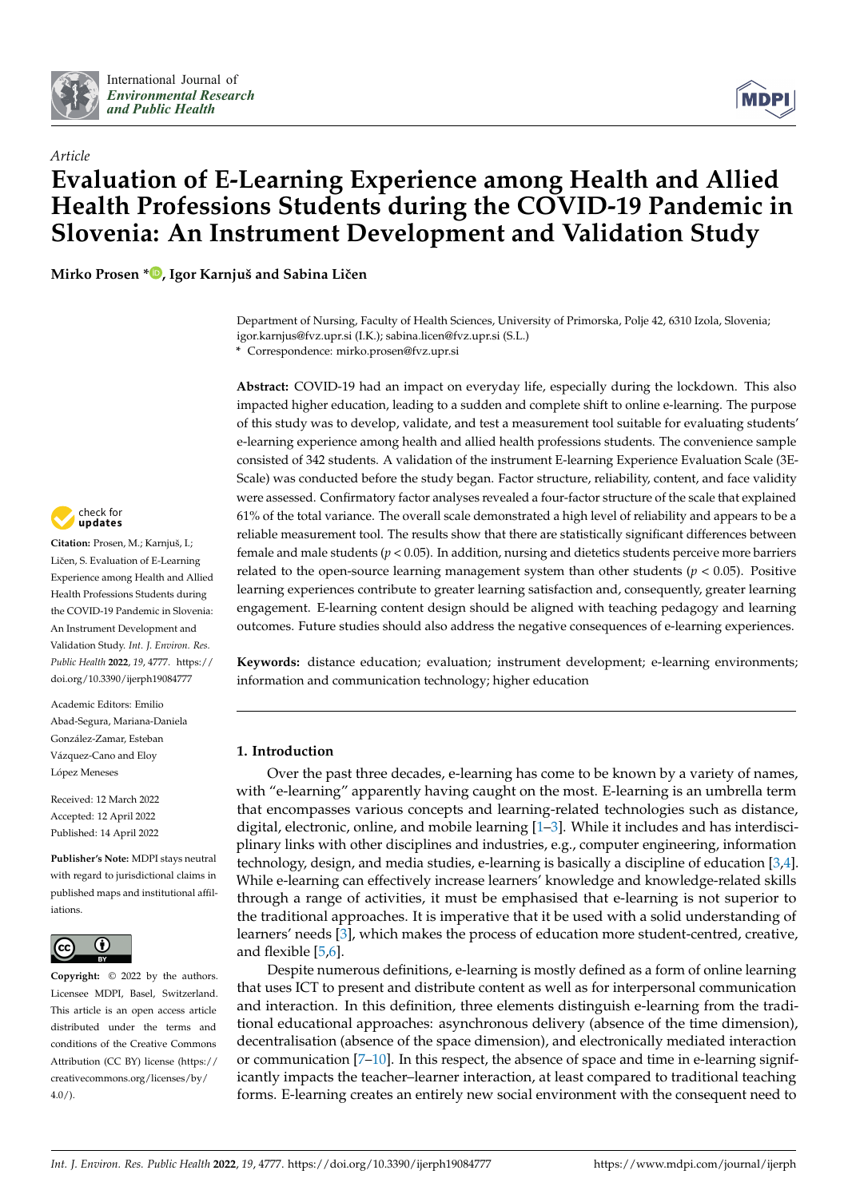*Article*

# Evaluation of E-Learning Experience among Health and Allied Health Professions Students during the COVID-19 Pandemic in Slovenia: An Instrument Development and Validation Study

**Mirko Prosen \*, Igor Karnjuš and Sabina Ličen**

Department of Nursing, Faculty of Health Sciences, University of Primorska, Polje 42, 6310 Izola, Slovenia; igor.karnjus@fvz.upr.si (I.K.); sabina.licen@fvz.upr.si (S.L.)
\* Correspondence: mirko.prosen@fvz.upr.si

**Abstract:** COVID-19 had an impact on everyday life, especially during the lockdown. This also impacted higher education, leading to a sudden and complete shift to online e-learning. The purpose of this study was to develop, validate, and test a measurement tool suitable for evaluating students' e-learning experience among health and allied health professions students. The convenience sample consisted of 342 students. A validation of the instrument E-learning Experience Evaluation Scale (3E-Scale) was conducted before the study began. Factor structure, reliability, content, and face validity were assessed. Confirmatory factor analyses revealed a four-factor structure of the scale that explained 61% of the total variance. The overall scale demonstrated a high level of reliability and appears to be a reliable measurement tool. The results show that there are statistically significant differences between female and male students ($p < 0.05$). In addition, nursing and dietetics students perceive more barriers related to the open-source learning management system than other students ($p < 0.05$). Positive learning experiences contribute to greater learning satisfaction and, consequently, greater learning engagement. E-learning content design should be aligned with teaching pedagogy and learning outcomes. Future studies should also address the negative consequences of e-learning experiences.

**Keywords:** distance education; evaluation; instrument development; e-learning environments; information and communication technology; higher education

**Citation:** Prosen, M.; Karnjuš, I.; Ličen, S. Evaluation of E-Learning Experience among Health and Allied Health Professions Students during the COVID-19 Pandemic in Slovenia: An Instrument Development and Validation Study. *Int. J. Environ. Res. Public Health* **2022**, *19*, 4777. https://doi.org/10.3390/ijerph19084777

Academic Editors: Emilio Abad-Segura, Mariana-Daniela González-Zamar, Esteban Vázquez-Cano and Eloy López Meneses

Received: 12 March 2022
Accepted: 12 April 2022
Published: 14 April 2022

**Publisher's Note:** MDPI stays neutral with regard to jurisdictional claims in published maps and institutional affiliations.

**Copyright:** © 2022 by the authors. Licensee MDPI, Basel, Switzerland. This article is an open access article distributed under the terms and conditions of the Creative Commons Attribution (CC BY) license (https://creativecommons.org/licenses/by/4.0/).

## 1. Introduction

Over the past three decades, e-learning has come to be known by a variety of names, with "e-learning" apparently having caught on the most. E-learning is an umbrella term that encompasses various concepts and learning-related technologies such as distance, digital, electronic, online, and mobile learning [1–3]. While it includes and has interdisciplinary links with other disciplines and industries, e.g., computer engineering, information technology, design, and media studies, e-learning is basically a discipline of education [3,4]. While e-learning can effectively increase learners' knowledge and knowledge-related skills through a range of activities, it must be emphasised that e-learning is not superior to the traditional approaches. It is imperative that it be used with a solid understanding of learners' needs [3], which makes the process of education more student-centred, creative, and flexible [5,6].

Despite numerous definitions, e-learning is mostly defined as a form of online learning that uses ICT to present and distribute content as well as for interpersonal communication and interaction. In this definition, three elements distinguish e-learning from the traditional educational approaches: asynchronous delivery (absence of the time dimension), decentralisation (absence of the space dimension), and electronically mediated interaction or communication [7–10]. In this respect, the absence of space and time in e-learning significantly impacts the teacher–learner interaction, at least compared to traditional teaching forms. E-learning creates an entirely new social environment with the consequent need to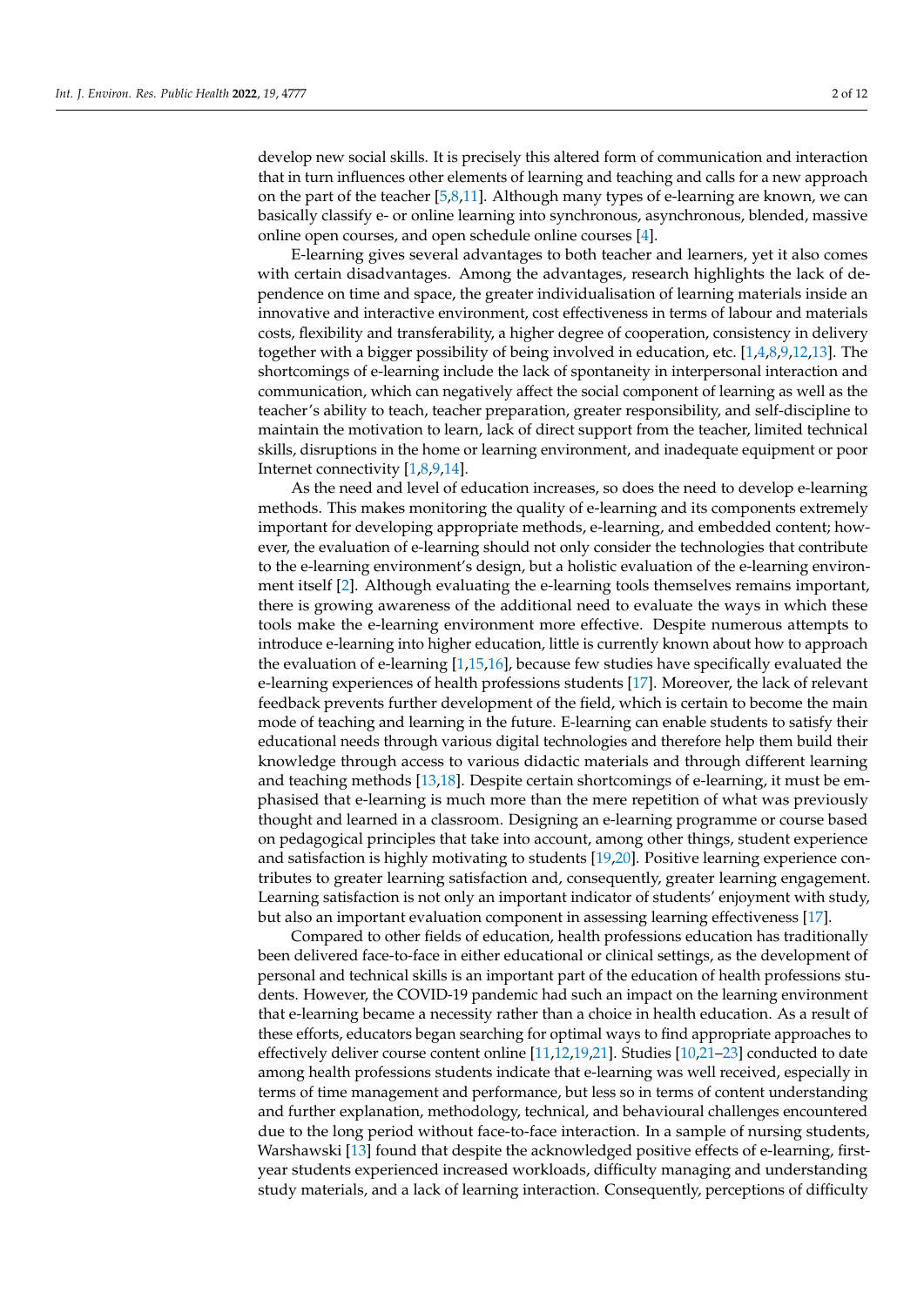develop new social skills. It is precisely this altered form of communication and interaction that in turn influences other elements of learning and teaching and calls for a new approach on the part of the teacher [5,8,11]. Although many types of e-learning are known, we can basically classify e- or online learning into synchronous, asynchronous, blended, massive online open courses, and open schedule online courses [4].

E-learning gives several advantages to both teacher and learners, yet it also comes with certain disadvantages. Among the advantages, research highlights the lack of dependence on time and space, the greater individualisation of learning materials inside an innovative and interactive environment, cost effectiveness in terms of labour and materials costs, flexibility and transferability, a higher degree of cooperation, consistency in delivery together with a bigger possibility of being involved in education, etc. [1,4,8,9,12,13]. The shortcomings of e-learning include the lack of spontaneity in interpersonal interaction and communication, which can negatively affect the social component of learning as well as the teacher's ability to teach, teacher preparation, greater responsibility, and self-discipline to maintain the motivation to learn, lack of direct support from the teacher, limited technical skills, disruptions in the home or learning environment, and inadequate equipment or poor Internet connectivity [1,8,9,14].

As the need and level of education increases, so does the need to develop e-learning methods. This makes monitoring the quality of e-learning and its components extremely important for developing appropriate methods, e-learning, and embedded content; however, the evaluation of e-learning should not only consider the technologies that contribute to the e-learning environment's design, but a holistic evaluation of the e-learning environment itself [2]. Although evaluating the e-learning tools themselves remains important, there is growing awareness of the additional need to evaluate the ways in which these tools make the e-learning environment more effective. Despite numerous attempts to introduce e-learning into higher education, little is currently known about how to approach the evaluation of e-learning [1,15,16], because few studies have specifically evaluated the e-learning experiences of health professions students [17]. Moreover, the lack of relevant feedback prevents further development of the field, which is certain to become the main mode of teaching and learning in the future. E-learning can enable students to satisfy their educational needs through various digital technologies and therefore help them build their knowledge through access to various didactic materials and through different learning and teaching methods [13,18]. Despite certain shortcomings of e-learning, it must be emphasised that e-learning is much more than the mere repetition of what was previously thought and learned in a classroom. Designing an e-learning programme or course based on pedagogical principles that take into account, among other things, student experience and satisfaction is highly motivating to students [19,20]. Positive learning experience contributes to greater learning satisfaction and, consequently, greater learning engagement. Learning satisfaction is not only an important indicator of students' enjoyment with study, but also an important evaluation component in assessing learning effectiveness [17].

Compared to other fields of education, health professions education has traditionally been delivered face-to-face in either educational or clinical settings, as the development of personal and technical skills is an important part of the education of health professions students. However, the COVID-19 pandemic had such an impact on the learning environment that e-learning became a necessity rather than a choice in health education. As a result of these efforts, educators began searching for optimal ways to find appropriate approaches to effectively deliver course content online [11,12,19,21]. Studies [10,21–23] conducted to date among health professions students indicate that e-learning was well received, especially in terms of time management and performance, but less so in terms of content understanding and further explanation, methodology, technical, and behavioural challenges encountered due to the long period without face-to-face interaction. In a sample of nursing students, Warshawski [13] found that despite the acknowledged positive effects of e-learning, first-year students experienced increased workloads, difficulty managing and understanding study materials, and a lack of learning interaction. Consequently, perceptions of difficulty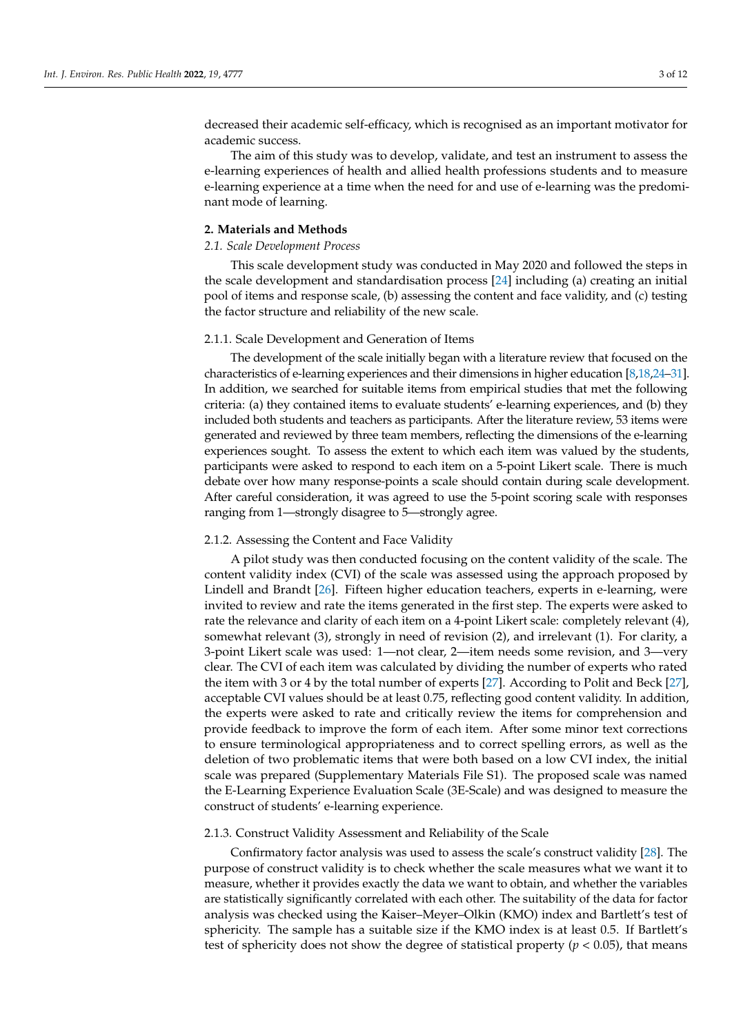decreased their academic self-efficacy, which is recognised as an important motivator for academic success.

The aim of this study was to develop, validate, and test an instrument to assess the e-learning experiences of health and allied health professions students and to measure e-learning experience at a time when the need for and use of e-learning was the predominant mode of learning.

## 2. Materials and Methods

### 2.1. Scale Development Process

This scale development study was conducted in May 2020 and followed the steps in the scale development and standardisation process [24] including (a) creating an initial pool of items and response scale, (b) assessing the content and face validity, and (c) testing the factor structure and reliability of the new scale.

#### 2.1.1. Scale Development and Generation of Items

The development of the scale initially began with a literature review that focused on the characteristics of e-learning experiences and their dimensions in higher education [8,18,24–31]. In addition, we searched for suitable items from empirical studies that met the following criteria: (a) they contained items to evaluate students' e-learning experiences, and (b) they included both students and teachers as participants. After the literature review, 53 items were generated and reviewed by three team members, reflecting the dimensions of the e-learning experiences sought. To assess the extent to which each item was valued by the students, participants were asked to respond to each item on a 5-point Likert scale. There is much debate over how many response-points a scale should contain during scale development. After careful consideration, it was agreed to use the 5-point scoring scale with responses ranging from 1—strongly disagree to 5—strongly agree.

#### 2.1.2. Assessing the Content and Face Validity

A pilot study was then conducted focusing on the content validity of the scale. The content validity index (CVI) of the scale was assessed using the approach proposed by Lindell and Brandt [26]. Fifteen higher education teachers, experts in e-learning, were invited to review and rate the items generated in the first step. The experts were asked to rate the relevance and clarity of each item on a 4-point Likert scale: completely relevant (4), somewhat relevant (3), strongly in need of revision (2), and irrelevant (1). For clarity, a 3-point Likert scale was used: 1—not clear, 2—item needs some revision, and 3—very clear. The CVI of each item was calculated by dividing the number of experts who rated the item with 3 or 4 by the total number of experts [27]. According to Polit and Beck [27], acceptable CVI values should be at least 0.75, reflecting good content validity. In addition, the experts were asked to rate and critically review the items for comprehension and provide feedback to improve the form of each item. After some minor text corrections to ensure terminological appropriateness and to correct spelling errors, as well as the deletion of two problematic items that were both based on a low CVI index, the initial scale was prepared (Supplementary Materials File S1). The proposed scale was named the E-Learning Experience Evaluation Scale (3E-Scale) and was designed to measure the construct of students' e-learning experience.

#### 2.1.3. Construct Validity Assessment and Reliability of the Scale

Confirmatory factor analysis was used to assess the scale's construct validity [28]. The purpose of construct validity is to check whether the scale measures what we want it to measure, whether it provides exactly the data we want to obtain, and whether the variables are statistically significantly correlated with each other. The suitability of the data for factor analysis was checked using the Kaiser–Meyer–Olkin (KMO) index and Bartlett's test of sphericity. The sample has a suitable size if the KMO index is at least 0.5. If Bartlett's test of sphericity does not show the degree of statistical property ($p < 0.05$), that means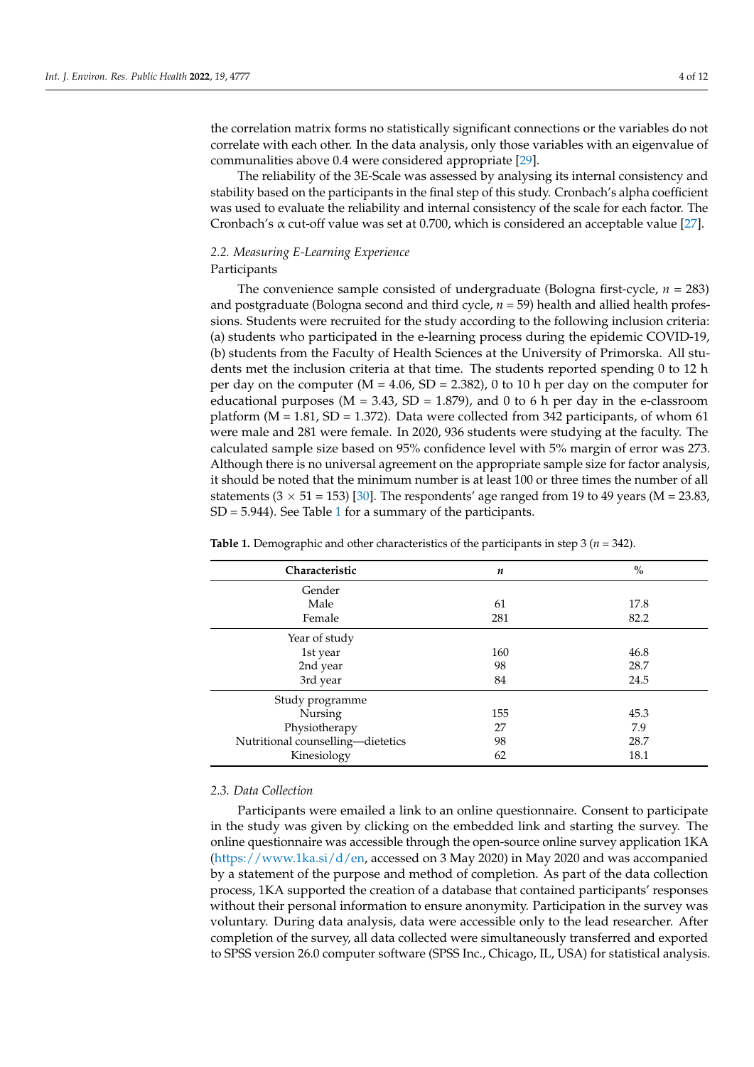the correlation matrix forms no statistically significant connections or the variables do not correlate with each other. In the data analysis, only those variables with an eigenvalue of communalities above 0.4 were considered appropriate [29].

The reliability of the 3E-Scale was assessed by analysing its internal consistency and stability based on the participants in the final step of this study. Cronbach's alpha coefficient was used to evaluate the reliability and internal consistency of the scale for each factor. The Cronbach's α cut-off value was set at 0.700, which is considered an acceptable value [27].

### *2.2. Measuring E-Learning Experience*

Participants

The convenience sample consisted of undergraduate (Bologna first-cycle, $n$ = 283) and postgraduate (Bologna second and third cycle, $n$ = 59) health and allied health professions. Students were recruited for the study according to the following inclusion criteria: (a) students who participated in the e-learning process during the epidemic COVID-19, (b) students from the Faculty of Health Sciences at the University of Primorska. All students met the inclusion criteria at that time. The students reported spending 0 to 12 h per day on the computer (M = 4.06, SD = 2.382), 0 to 10 h per day on the computer for educational purposes (M = 3.43, SD = 1.879), and 0 to 6 h per day in the e-classroom platform (M = 1.81, SD = 1.372). Data were collected from 342 participants, of whom 61 were male and 281 were female. In 2020, 936 students were studying at the faculty. The calculated sample size based on 95% confidence level with 5% margin of error was 273. Although there is no universal agreement on the appropriate sample size for factor analysis, it should be noted that the minimum number is at least 100 or three times the number of all statements ($3 \times 51 = 153$) [30]. The respondents' age ranged from 19 to 49 years (M = 23.83, SD = 5.944). See Table 1 for a summary of the participants.

**Table 1.** Demographic and other characteristics of the participants in step 3 ($n$ = 342).

| Characteristic | $n$ | % |
|---|---|---|
| Gender | | |
| Male | 61 | 17.8 |
| Female | 281 | 82.2 |
| Year of study | | |
| 1st year | 160 | 46.8 |
| 2nd year | 98 | 28.7 |
| 3rd year | 84 | 24.5 |
| Study programme | | |
| Nursing | 155 | 45.3 |
| Physiotherapy | 27 | 7.9 |
| Nutritional counselling—dietetics | 98 | 28.7 |
| Kinesiology | 62 | 18.1 |

### *2.3. Data Collection*

Participants were emailed a link to an online questionnaire. Consent to participate in the study was given by clicking on the embedded link and starting the survey. The online questionnaire was accessible through the open-source online survey application 1KA (https://www.1ka.si/d/en, accessed on 3 May 2020) in May 2020 and was accompanied by a statement of the purpose and method of completion. As part of the data collection process, 1KA supported the creation of a database that contained participants' responses without their personal information to ensure anonymity. Participation in the survey was voluntary. During data analysis, data were accessible only to the lead researcher. After completion of the survey, all data collected were simultaneously transferred and exported to SPSS version 26.0 computer software (SPSS Inc., Chicago, IL, USA) for statistical analysis.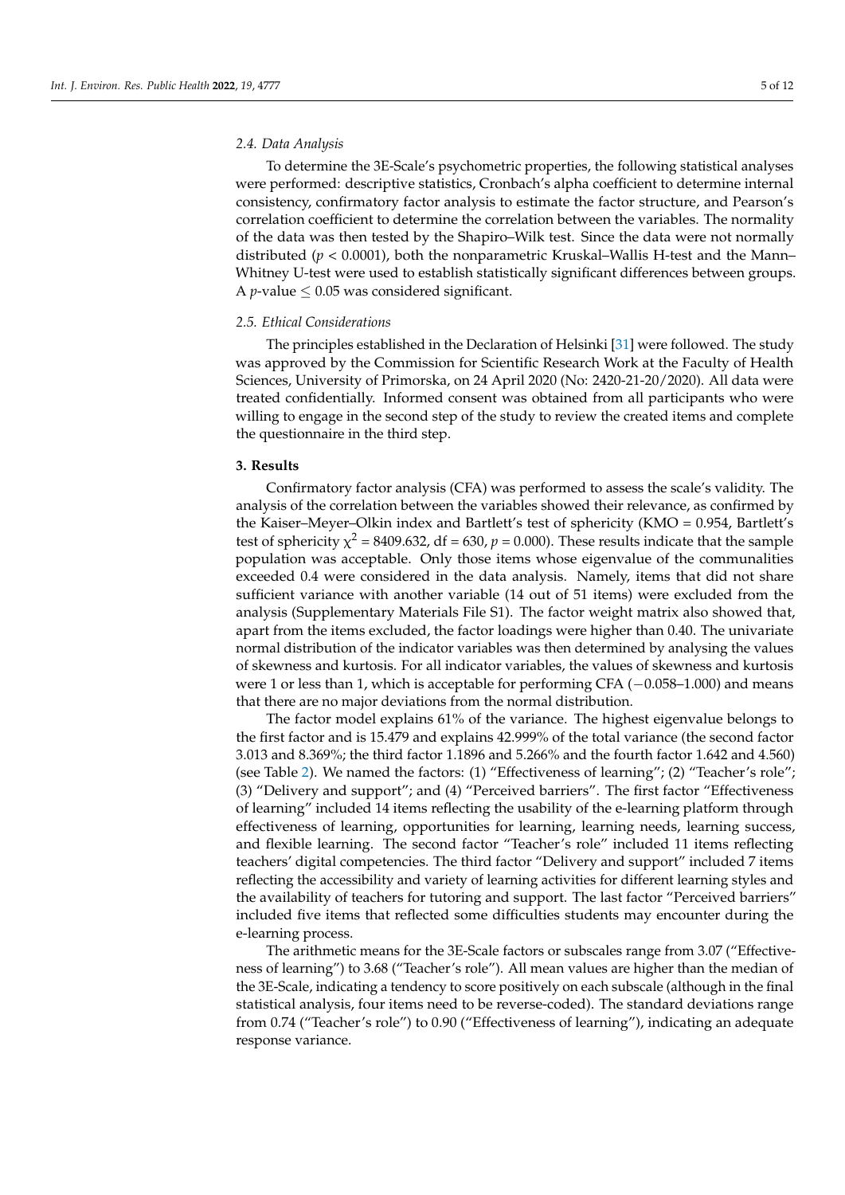### 2.4. Data Analysis

To determine the 3E-Scale's psychometric properties, the following statistical analyses were performed: descriptive statistics, Cronbach's alpha coefficient to determine internal consistency, confirmatory factor analysis to estimate the factor structure, and Pearson's correlation coefficient to determine the correlation between the variables. The normality of the data was then tested by the Shapiro–Wilk test. Since the data were not normally distributed ($p < 0.0001$), both the nonparametric Kruskal–Wallis H-test and the Mann–Whitney U-test were used to establish statistically significant differences between groups. A $p$-value $\leq 0.05$ was considered significant.

### 2.5. Ethical Considerations

The principles established in the Declaration of Helsinki [31] were followed. The study was approved by the Commission for Scientific Research Work at the Faculty of Health Sciences, University of Primorska, on 24 April 2020 (No: 2420-21-20/2020). All data were treated confidentially. Informed consent was obtained from all participants who were willing to engage in the second step of the study to review the created items and complete the questionnaire in the third step.

## 3. Results

Confirmatory factor analysis (CFA) was performed to assess the scale's validity. The analysis of the correlation between the variables showed their relevance, as confirmed by the Kaiser–Meyer–Olkin index and Bartlett's test of sphericity (KMO = 0.954, Bartlett's test of sphericity $\chi^2 = 8409.632$, df = 630, $p = 0.000$). These results indicate that the sample population was acceptable. Only those items whose eigenvalue of the communalities exceeded 0.4 were considered in the data analysis. Namely, items that did not share sufficient variance with another variable (14 out of 51 items) were excluded from the analysis (Supplementary Materials File S1). The factor weight matrix also showed that, apart from the items excluded, the factor loadings were higher than 0.40. The univariate normal distribution of the indicator variables was then determined by analysing the values of skewness and kurtosis. For all indicator variables, the values of skewness and kurtosis were 1 or less than 1, which is acceptable for performing CFA (−0.058–1.000) and means that there are no major deviations from the normal distribution.

The factor model explains 61% of the variance. The highest eigenvalue belongs to the first factor and is 15.479 and explains 42.999% of the total variance (the second factor 3.013 and 8.369%; the third factor 1.1896 and 5.266% and the fourth factor 1.642 and 4.560) (see Table 2). We named the factors: (1) "Effectiveness of learning"; (2) "Teacher's role"; (3) "Delivery and support"; and (4) "Perceived barriers". The first factor "Effectiveness of learning" included 14 items reflecting the usability of the e-learning platform through effectiveness of learning, opportunities for learning, learning needs, learning success, and flexible learning. The second factor "Teacher's role" included 11 items reflecting teachers' digital competencies. The third factor "Delivery and support" included 7 items reflecting the accessibility and variety of learning activities for different learning styles and the availability of teachers for tutoring and support. The last factor "Perceived barriers" included five items that reflected some difficulties students may encounter during the e-learning process.

The arithmetic means for the 3E-Scale factors or subscales range from 3.07 ("Effectiveness of learning") to 3.68 ("Teacher's role"). All mean values are higher than the median of the 3E-Scale, indicating a tendency to score positively on each subscale (although in the final statistical analysis, four items need to be reverse-coded). The standard deviations range from 0.74 ("Teacher's role") to 0.90 ("Effectiveness of learning"), indicating an adequate response variance.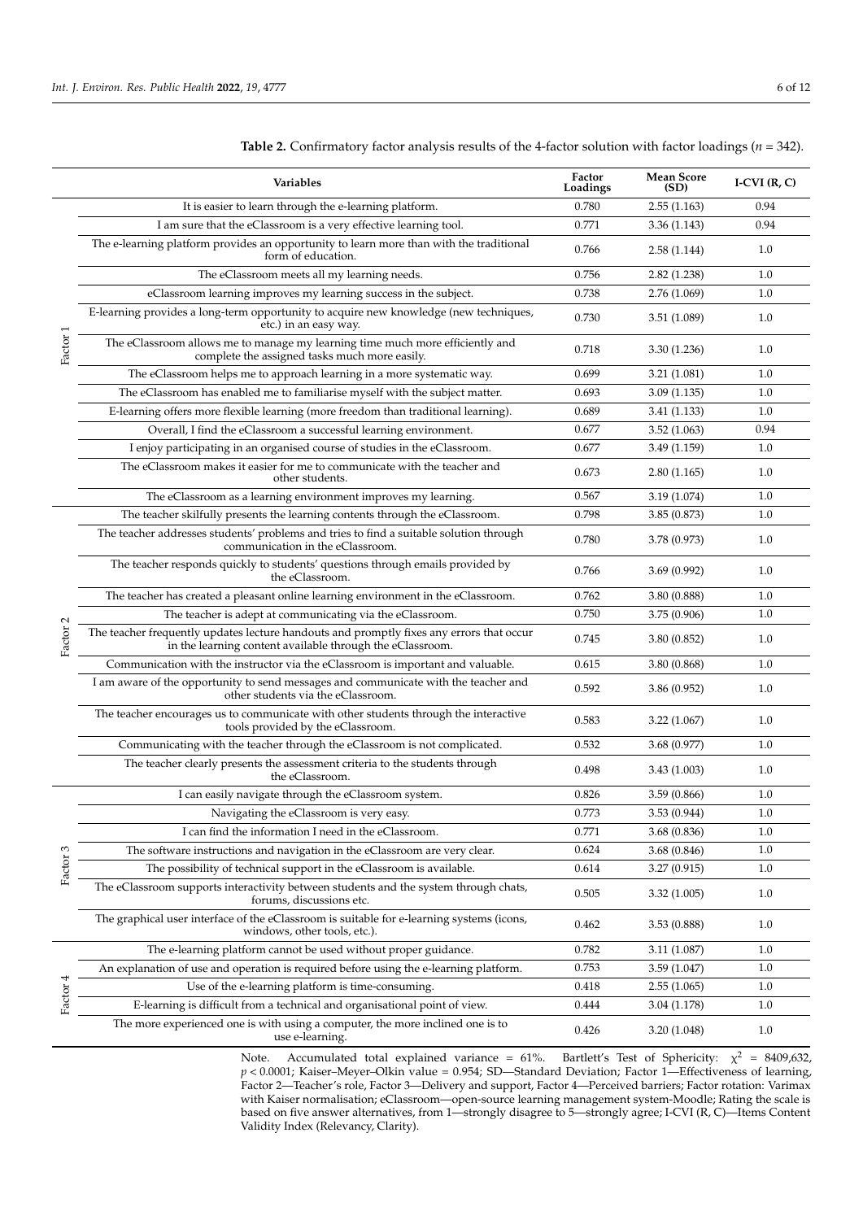**Table 2.** Confirmatory factor analysis results of the 4-factor solution with factor loadings ($n$ = 342).

| | Variables | Factor Loadings | Mean Score (SD) | I-CVI (R, C) |
|---|---|---|---|---|
| Factor 1 | It is easier to learn through the e-learning platform. | 0.780 | 2.55 (1.163) | 0.94 |
| | I am sure that the eClassroom is a very effective learning tool. | 0.771 | 3.36 (1.143) | 0.94 |
| | The e-learning platform provides an opportunity to learn more than with the traditional form of education. | 0.766 | 2.58 (1.144) | 1.0 |
| | The eClassroom meets all my learning needs. | 0.756 | 2.82 (1.238) | 1.0 |
| | eClassroom learning improves my learning success in the subject. | 0.738 | 2.76 (1.069) | 1.0 |
| | E-learning provides a long-term opportunity to acquire new knowledge (new techniques, etc.) in an easy way. | 0.730 | 3.51 (1.089) | 1.0 |
| | The eClassroom allows me to manage my learning time much more efficiently and complete the assigned tasks much more easily. | 0.718 | 3.30 (1.236) | 1.0 |
| | The eClassroom helps me to approach learning in a more systematic way. | 0.699 | 3.21 (1.081) | 1.0 |
| | The eClassroom has enabled me to familiarise myself with the subject matter. | 0.693 | 3.09 (1.135) | 1.0 |
| | E-learning offers more flexible learning (more freedom than traditional learning). | 0.689 | 3.41 (1.133) | 1.0 |
| | Overall, I find the eClassroom a successful learning environment. | 0.677 | 3.52 (1.063) | 0.94 |
| | I enjoy participating in an organised course of studies in the eClassroom. | 0.677 | 3.49 (1.159) | 1.0 |
| | The eClassroom makes it easier for me to communicate with the teacher and other students. | 0.673 | 2.80 (1.165) | 1.0 |
| | The eClassroom as a learning environment improves my learning. | 0.567 | 3.19 (1.074) | 1.0 |
| Factor 2 | The teacher skilfully presents the learning contents through the eClassroom. | 0.798 | 3.85 (0.873) | 1.0 |
| | The teacher addresses students' problems and tries to find a suitable solution through communication in the eClassroom. | 0.780 | 3.78 (0.973) | 1.0 |
| | The teacher responds quickly to students' questions through emails provided by the eClassroom. | 0.766 | 3.69 (0.992) | 1.0 |
| | The teacher has created a pleasant online learning environment in the eClassroom. | 0.762 | 3.80 (0.888) | 1.0 |
| | The teacher is adept at communicating via the eClassroom. | 0.750 | 3.75 (0.906) | 1.0 |
| | The teacher frequently updates lecture handouts and promptly fixes any errors that occur in the learning content available through the eClassroom. | 0.745 | 3.80 (0.852) | 1.0 |
| | Communication with the instructor via the eClassroom is important and valuable. | 0.615 | 3.80 (0.868) | 1.0 |
| | I am aware of the opportunity to send messages and communicate with the teacher and other students via the eClassroom. | 0.592 | 3.86 (0.952) | 1.0 |
| | The teacher encourages us to communicate with other students through the interactive tools provided by the eClassroom. | 0.583 | 3.22 (1.067) | 1.0 |
| | Communicating with the teacher through the eClassroom is not complicated. | 0.532 | 3.68 (0.977) | 1.0 |
| | The teacher clearly presents the assessment criteria to the students through the eClassroom. | 0.498 | 3.43 (1.003) | 1.0 |
| Factor 3 | I can easily navigate through the eClassroom system. | 0.826 | 3.59 (0.866) | 1.0 |
| | Navigating the eClassroom is very easy. | 0.773 | 3.53 (0.944) | 1.0 |
| | I can find the information I need in the eClassroom. | 0.771 | 3.68 (0.836) | 1.0 |
| | The software instructions and navigation in the eClassroom are very clear. | 0.624 | 3.68 (0.846) | 1.0 |
| | The possibility of technical support in the eClassroom is available. | 0.614 | 3.27 (0.915) | 1.0 |
| | The eClassroom supports interactivity between students and the system through chats, forums, discussions etc. | 0.505 | 3.32 (1.005) | 1.0 |
| | The graphical user interface of the eClassroom is suitable for e-learning systems (icons, windows, other tools, etc.). | 0.462 | 3.53 (0.888) | 1.0 |
| Factor 4 | The e-learning platform cannot be used without proper guidance. | 0.782 | 3.11 (1.087) | 1.0 |
| | An explanation of use and operation is required before using the e-learning platform. | 0.753 | 3.59 (1.047) | 1.0 |
| | Use of the e-learning platform is time-consuming. | 0.418 | 2.55 (1.065) | 1.0 |
| | E-learning is difficult from a technical and organisational point of view. | 0.444 | 3.04 (1.178) | 1.0 |
| | The more experienced one is with using a computer, the more inclined one is to use e-learning. | 0.426 | 3.20 (1.048) | 1.0 |

Note. Accumulated total explained variance = 61%. Bartlett's Test of Sphericity: $\chi^2$ = 8409,632, $p < 0.0001$; Kaiser–Meyer–Olkin value = 0.954; SD—Standard Deviation; Factor 1—Effectiveness of learning, Factor 2—Teacher's role, Factor 3—Delivery and support, Factor 4—Perceived barriers; Factor rotation: Varimax with Kaiser normalisation; eClassroom—open-source learning management system-Moodle; Rating the scale is based on five answer alternatives, from 1—strongly disagree to 5—strongly agree; I-CVI (R, C)—Items Content Validity Index (Relevancy, Clarity).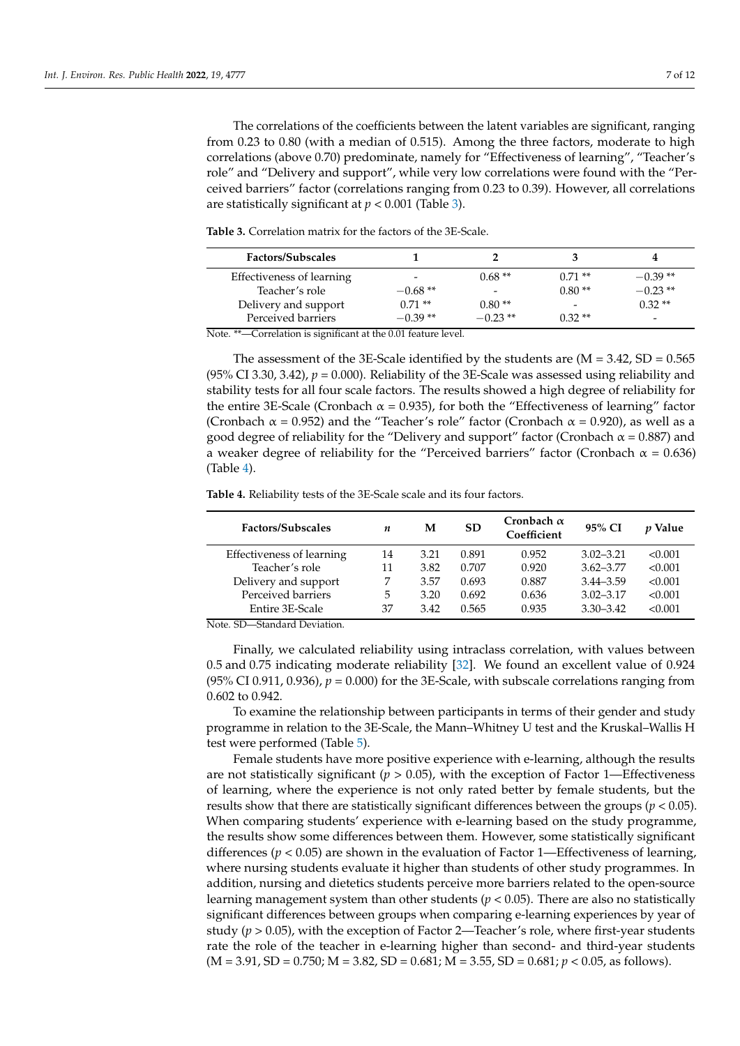The correlations of the coefficients between the latent variables are significant, ranging from 0.23 to 0.80 (with a median of 0.515). Among the three factors, moderate to high correlations (above 0.70) predominate, namely for "Effectiveness of learning", "Teacher's role" and "Delivery and support", while very low correlations were found with the "Perceived barriers" factor (correlations ranging from 0.23 to 0.39). However, all correlations are statistically significant at $p < 0.001$ (Table 3).

**Table 3.** Correlation matrix for the factors of the 3E-Scale.

| Factors/Subscales | 1 | 2 | 3 | 4 |
|---|---|---|---|---|
| Effectiveness of learning | - | 0.68 ** | 0.71 ** | −0.39 ** |
| Teacher's role | −0.68 ** | - | 0.80 ** | −0.23 ** |
| Delivery and support | 0.71 ** | 0.80 ** | - | 0.32 ** |
| Perceived barriers | −0.39 ** | −0.23 ** | 0.32 ** | - |

Note. **—Correlation is significant at the 0.01 feature level.

The assessment of the 3E-Scale identified by the students are (M = 3.42, SD = 0.565 (95% CI 3.30, 3.42), $p = 0.000$). Reliability of the 3E-Scale was assessed using reliability and stability tests for all four scale factors. The results showed a high degree of reliability for the entire 3E-Scale (Cronbach $\alpha = 0.935$), for both the "Effectiveness of learning" factor (Cronbach $\alpha = 0.952$) and the "Teacher's role" factor (Cronbach $\alpha = 0.920$), as well as a good degree of reliability for the "Delivery and support" factor (Cronbach $\alpha = 0.887$) and a weaker degree of reliability for the "Perceived barriers" factor (Cronbach $\alpha = 0.636$) (Table 4).

**Table 4.** Reliability tests of the 3E-Scale scale and its four factors.

| Factors/Subscales | *n* | M | SD | Cronbach $\alpha$ Coefficient | 95% CI | *p* Value |
|---|---|---|---|---|---|---|
| Effectiveness of learning | 14 | 3.21 | 0.891 | 0.952 | 3.02–3.21 | <0.001 |
| Teacher's role | 11 | 3.82 | 0.707 | 0.920 | 3.62–3.77 | <0.001 |
| Delivery and support | 7 | 3.57 | 0.693 | 0.887 | 3.44–3.59 | <0.001 |
| Perceived barriers | 5 | 3.20 | 0.692 | 0.636 | 3.02–3.17 | <0.001 |
| Entire 3E-Scale | 37 | 3.42 | 0.565 | 0.935 | 3.30–3.42 | <0.001 |

Note. SD—Standard Deviation.

Finally, we calculated reliability using intraclass correlation, with values between 0.5 and 0.75 indicating moderate reliability [32]. We found an excellent value of 0.924 (95% CI 0.911, 0.936), $p = 0.000$) for the 3E-Scale, with subscale correlations ranging from 0.602 to 0.942.

To examine the relationship between participants in terms of their gender and study programme in relation to the 3E-Scale, the Mann–Whitney U test and the Kruskal–Wallis H test were performed (Table 5).

Female students have more positive experience with e-learning, although the results are not statistically significant ($p > 0.05$), with the exception of Factor 1—Effectiveness of learning, where the experience is not only rated better by female students, but the results show that there are statistically significant differences between the groups ($p < 0.05$). When comparing students' experience with e-learning based on the study programme, the results show some differences between them. However, some statistically significant differences ($p < 0.05$) are shown in the evaluation of Factor 1—Effectiveness of learning, where nursing students evaluate it higher than students of other study programmes. In addition, nursing and dietetics students perceive more barriers related to the open-source learning management system than other students ($p < 0.05$). There are also no statistically significant differences between groups when comparing e-learning experiences by year of study ($p > 0.05$), with the exception of Factor 2—Teacher's role, where first-year students rate the role of the teacher in e-learning higher than second- and third-year students (M = 3.91, SD = 0.750; M = 3.82, SD = 0.681; M = 3.55, SD = 0.681; $p < 0.05$, as follows).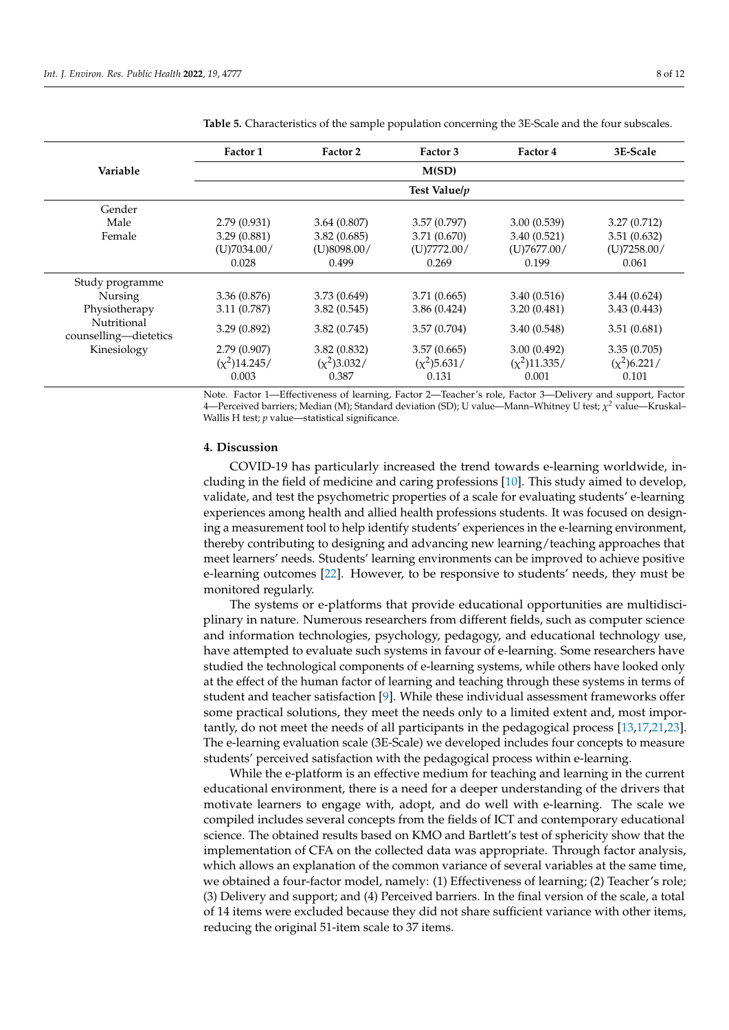**Table 5.** Characteristics of the sample population concerning the 3E-Scale and the four subscales.

| Variable | Factor 1 | Factor 2 | Factor 3 | Factor 4 | 3E-Scale |
|---|---|---|---|---|---|
| | M(SD) | | | | |
| | Test Value/*p* | | | | |
| Gender | | | | | |
| Male | 2.79 (0.931) | 3.64 (0.807) | 3.57 (0.797) | 3.00 (0.539) | 3.27 (0.712) |
| Female | 3.29 (0.881) | 3.82 (0.685) | 3.71 (0.670) | 3.40 (0.521) | 3.51 (0.632) |
| | (U)7034.00/ 0.028 | (U)8098.00/ 0.499 | (U)7772.00/ 0.269 | (U)7677.00/ 0.199 | (U)7258.00/ 0.061 |
| Study programme | | | | | |
| Nursing | 3.36 (0.876) | 3.73 (0.649) | 3.71 (0.665) | 3.40 (0.516) | 3.44 (0.624) |
| Physiotherapy | 3.11 (0.787) | 3.82 (0.545) | 3.86 (0.424) | 3.20 (0.481) | 3.43 (0.443) |
| Nutritional counselling—dietetics | 3.29 (0.892) | 3.82 (0.745) | 3.57 (0.704) | 3.40 (0.548) | 3.51 (0.681) |
| Kinesiology | 2.79 (0.907) | 3.82 (0.832) | 3.57 (0.665) | 3.00 (0.492) | 3.35 (0.705) |
| | ($\chi^2$)14.245/ 0.003 | ($\chi^2$)3.032/ 0.387 | ($\chi^2$)5.631/ 0.131 | ($\chi^2$)11.335/ 0.001 | ($\chi^2$)6.221/ 0.101 |

Note. Factor 1—Effectiveness of learning, Factor 2—Teacher's role, Factor 3—Delivery and support, Factor 4—Perceived barriers; Median (M); Standard deviation (SD); U value—Mann–Whitney U test; $\chi^2$ value—Kruskal–Wallis H test; *p* value—statistical significance.

## 4. Discussion

COVID-19 has particularly increased the trend towards e-learning worldwide, including in the field of medicine and caring professions [10]. This study aimed to develop, validate, and test the psychometric properties of a scale for evaluating students' e-learning experiences among health and allied health professions students. It was focused on designing a measurement tool to help identify students' experiences in the e-learning environment, thereby contributing to designing and advancing new learning/teaching approaches that meet learners' needs. Students' learning environments can be improved to achieve positive e-learning outcomes [22]. However, to be responsive to students' needs, they must be monitored regularly.

The systems or e-platforms that provide educational opportunities are multidisciplinary in nature. Numerous researchers from different fields, such as computer science and information technologies, psychology, pedagogy, and educational technology use, have attempted to evaluate such systems in favour of e-learning. Some researchers have studied the technological components of e-learning systems, while others have looked only at the effect of the human factor of learning and teaching through these systems in terms of student and teacher satisfaction [9]. While these individual assessment frameworks offer some practical solutions, they meet the needs only to a limited extent and, most importantly, do not meet the needs of all participants in the pedagogical process [13,17,21,23]. The e-learning evaluation scale (3E-Scale) we developed includes four concepts to measure students' perceived satisfaction with the pedagogical process within e-learning.

While the e-platform is an effective medium for teaching and learning in the current educational environment, there is a need for a deeper understanding of the drivers that motivate learners to engage with, adopt, and do well with e-learning. The scale we compiled includes several concepts from the fields of ICT and contemporary educational science. The obtained results based on KMO and Bartlett's test of sphericity show that the implementation of CFA on the collected data was appropriate. Through factor analysis, which allows an explanation of the common variance of several variables at the same time, we obtained a four-factor model, namely: (1) Effectiveness of learning; (2) Teacher's role; (3) Delivery and support; and (4) Perceived barriers. In the final version of the scale, a total of 14 items were excluded because they did not share sufficient variance with other items, reducing the original 51-item scale to 37 items.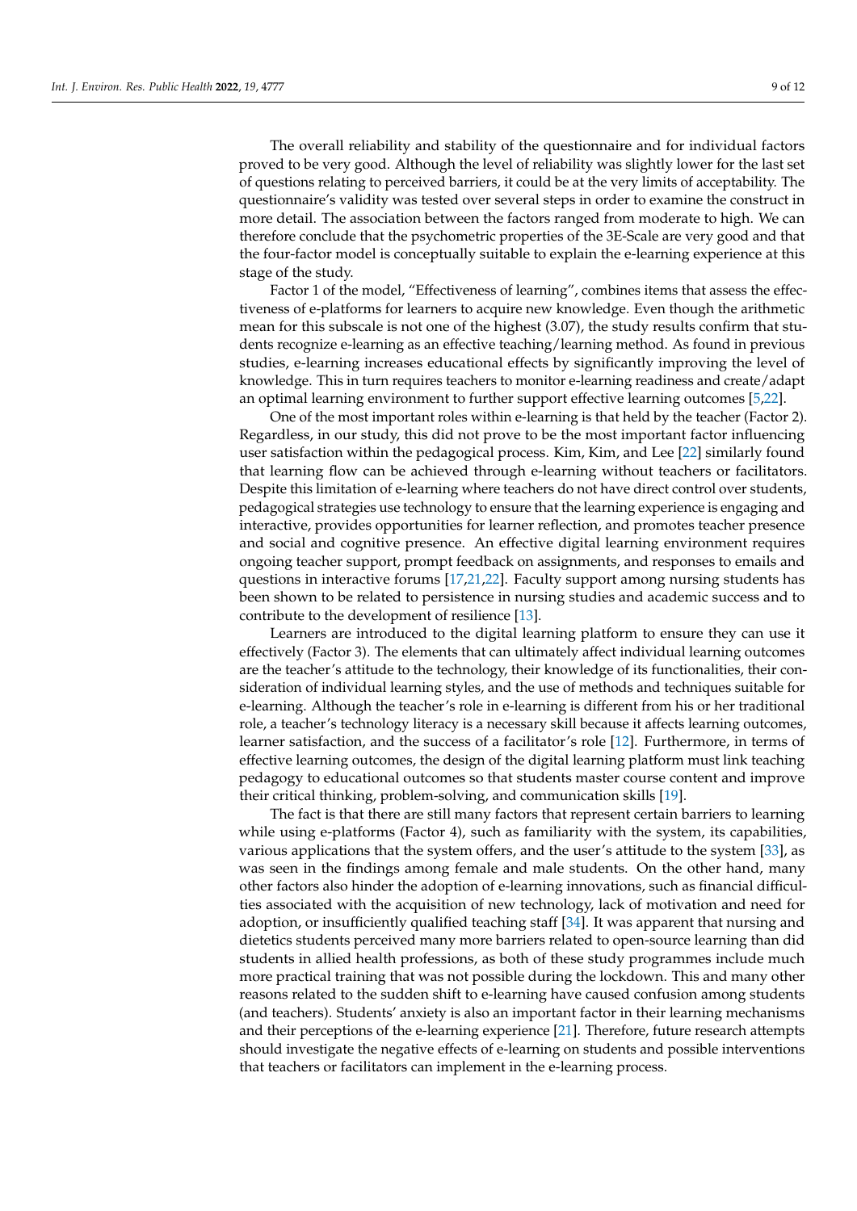The overall reliability and stability of the questionnaire and for individual factors proved to be very good. Although the level of reliability was slightly lower for the last set of questions relating to perceived barriers, it could be at the very limits of acceptability. The questionnaire's validity was tested over several steps in order to examine the construct in more detail. The association between the factors ranged from moderate to high. We can therefore conclude that the psychometric properties of the 3E-Scale are very good and that the four-factor model is conceptually suitable to explain the e-learning experience at this stage of the study.

Factor 1 of the model, "Effectiveness of learning", combines items that assess the effectiveness of e-platforms for learners to acquire new knowledge. Even though the arithmetic mean for this subscale is not one of the highest (3.07), the study results confirm that students recognize e-learning as an effective teaching/learning method. As found in previous studies, e-learning increases educational effects by significantly improving the level of knowledge. This in turn requires teachers to monitor e-learning readiness and create/adapt an optimal learning environment to further support effective learning outcomes [5,22].

One of the most important roles within e-learning is that held by the teacher (Factor 2). Regardless, in our study, this did not prove to be the most important factor influencing user satisfaction within the pedagogical process. Kim, Kim, and Lee [22] similarly found that learning flow can be achieved through e-learning without teachers or facilitators. Despite this limitation of e-learning where teachers do not have direct control over students, pedagogical strategies use technology to ensure that the learning experience is engaging and interactive, provides opportunities for learner reflection, and promotes teacher presence and social and cognitive presence. An effective digital learning environment requires ongoing teacher support, prompt feedback on assignments, and responses to emails and questions in interactive forums [17,21,22]. Faculty support among nursing students has been shown to be related to persistence in nursing studies and academic success and to contribute to the development of resilience [13].

Learners are introduced to the digital learning platform to ensure they can use it effectively (Factor 3). The elements that can ultimately affect individual learning outcomes are the teacher's attitude to the technology, their knowledge of its functionalities, their consideration of individual learning styles, and the use of methods and techniques suitable for e-learning. Although the teacher's role in e-learning is different from his or her traditional role, a teacher's technology literacy is a necessary skill because it affects learning outcomes, learner satisfaction, and the success of a facilitator's role [12]. Furthermore, in terms of effective learning outcomes, the design of the digital learning platform must link teaching pedagogy to educational outcomes so that students master course content and improve their critical thinking, problem-solving, and communication skills [19].

The fact is that there are still many factors that represent certain barriers to learning while using e-platforms (Factor 4), such as familiarity with the system, its capabilities, various applications that the system offers, and the user's attitude to the system [33], as was seen in the findings among female and male students. On the other hand, many other factors also hinder the adoption of e-learning innovations, such as financial difficulties associated with the acquisition of new technology, lack of motivation and need for adoption, or insufficiently qualified teaching staff [34]. It was apparent that nursing and dietetics students perceived many more barriers related to open-source learning than did students in allied health professions, as both of these study programmes include much more practical training that was not possible during the lockdown. This and many other reasons related to the sudden shift to e-learning have caused confusion among students (and teachers). Students' anxiety is also an important factor in their learning mechanisms and their perceptions of the e-learning experience [21]. Therefore, future research attempts should investigate the negative effects of e-learning on students and possible interventions that teachers or facilitators can implement in the e-learning process.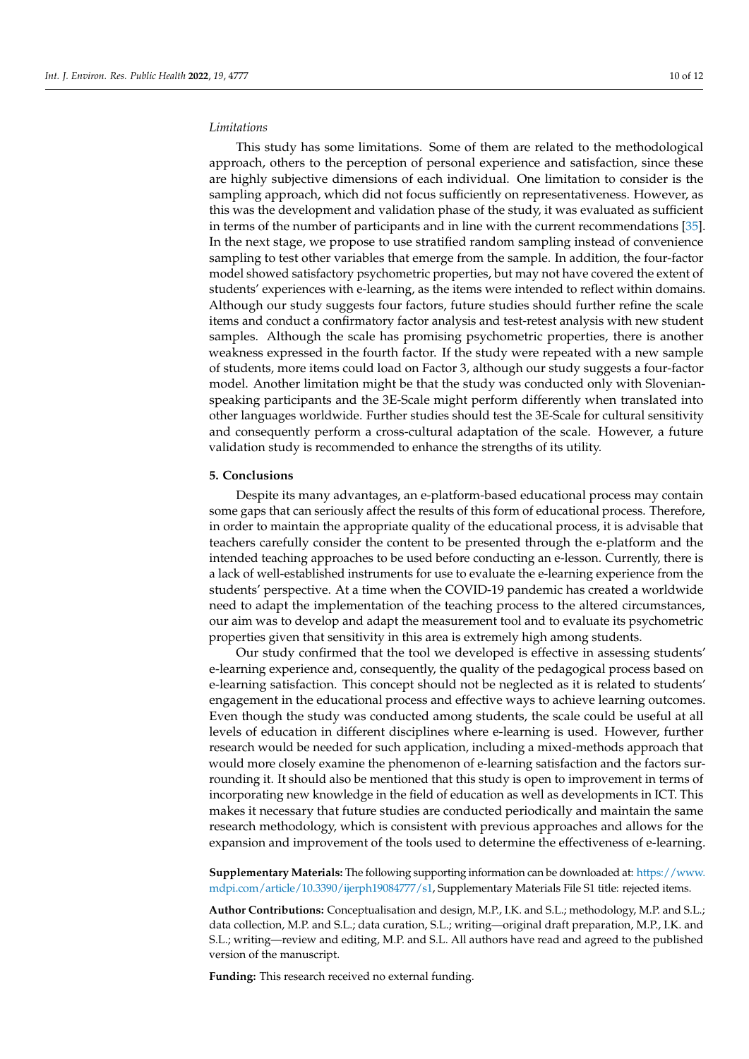*Limitations*

This study has some limitations. Some of them are related to the methodological approach, others to the perception of personal experience and satisfaction, since these are highly subjective dimensions of each individual. One limitation to consider is the sampling approach, which did not focus sufficiently on representativeness. However, as this was the development and validation phase of the study, it was evaluated as sufficient in terms of the number of participants and in line with the current recommendations [35]. In the next stage, we propose to use stratified random sampling instead of convenience sampling to test other variables that emerge from the sample. In addition, the four-factor model showed satisfactory psychometric properties, but may not have covered the extent of students' experiences with e-learning, as the items were intended to reflect within domains. Although our study suggests four factors, future studies should further refine the scale items and conduct a confirmatory factor analysis and test-retest analysis with new student samples. Although the scale has promising psychometric properties, there is another weakness expressed in the fourth factor. If the study were repeated with a new sample of students, more items could load on Factor 3, although our study suggests a four-factor model. Another limitation might be that the study was conducted only with Slovenian-speaking participants and the 3E-Scale might perform differently when translated into other languages worldwide. Further studies should test the 3E-Scale for cultural sensitivity and consequently perform a cross-cultural adaptation of the scale. However, a future validation study is recommended to enhance the strengths of its utility.

## 5. Conclusions

Despite its many advantages, an e-platform-based educational process may contain some gaps that can seriously affect the results of this form of educational process. Therefore, in order to maintain the appropriate quality of the educational process, it is advisable that teachers carefully consider the content to be presented through the e-platform and the intended teaching approaches to be used before conducting an e-lesson. Currently, there is a lack of well-established instruments for use to evaluate the e-learning experience from the students' perspective. At a time when the COVID-19 pandemic has created a worldwide need to adapt the implementation of the teaching process to the altered circumstances, our aim was to develop and adapt the measurement tool and to evaluate its psychometric properties given that sensitivity in this area is extremely high among students.

Our study confirmed that the tool we developed is effective in assessing students' e-learning experience and, consequently, the quality of the pedagogical process based on e-learning satisfaction. This concept should not be neglected as it is related to students' engagement in the educational process and effective ways to achieve learning outcomes. Even though the study was conducted among students, the scale could be useful at all levels of education in different disciplines where e-learning is used. However, further research would be needed for such application, including a mixed-methods approach that would more closely examine the phenomenon of e-learning satisfaction and the factors surrounding it. It should also be mentioned that this study is open to improvement in terms of incorporating new knowledge in the field of education as well as developments in ICT. This makes it necessary that future studies are conducted periodically and maintain the same research methodology, which is consistent with previous approaches and allows for the expansion and improvement of the tools used to determine the effectiveness of e-learning.

**Supplementary Materials:** The following supporting information can be downloaded at: https://www.mdpi.com/article/10.3390/ijerph19084777/s1, Supplementary Materials File S1 title: rejected items.

**Author Contributions:** Conceptualisation and design, M.P., I.K. and S.L.; methodology, M.P. and S.L.; data collection, M.P. and S.L.; data curation, S.L.; writing—original draft preparation, M.P., I.K. and S.L.; writing—review and editing, M.P. and S.L. All authors have read and agreed to the published version of the manuscript.

**Funding:** This research received no external funding.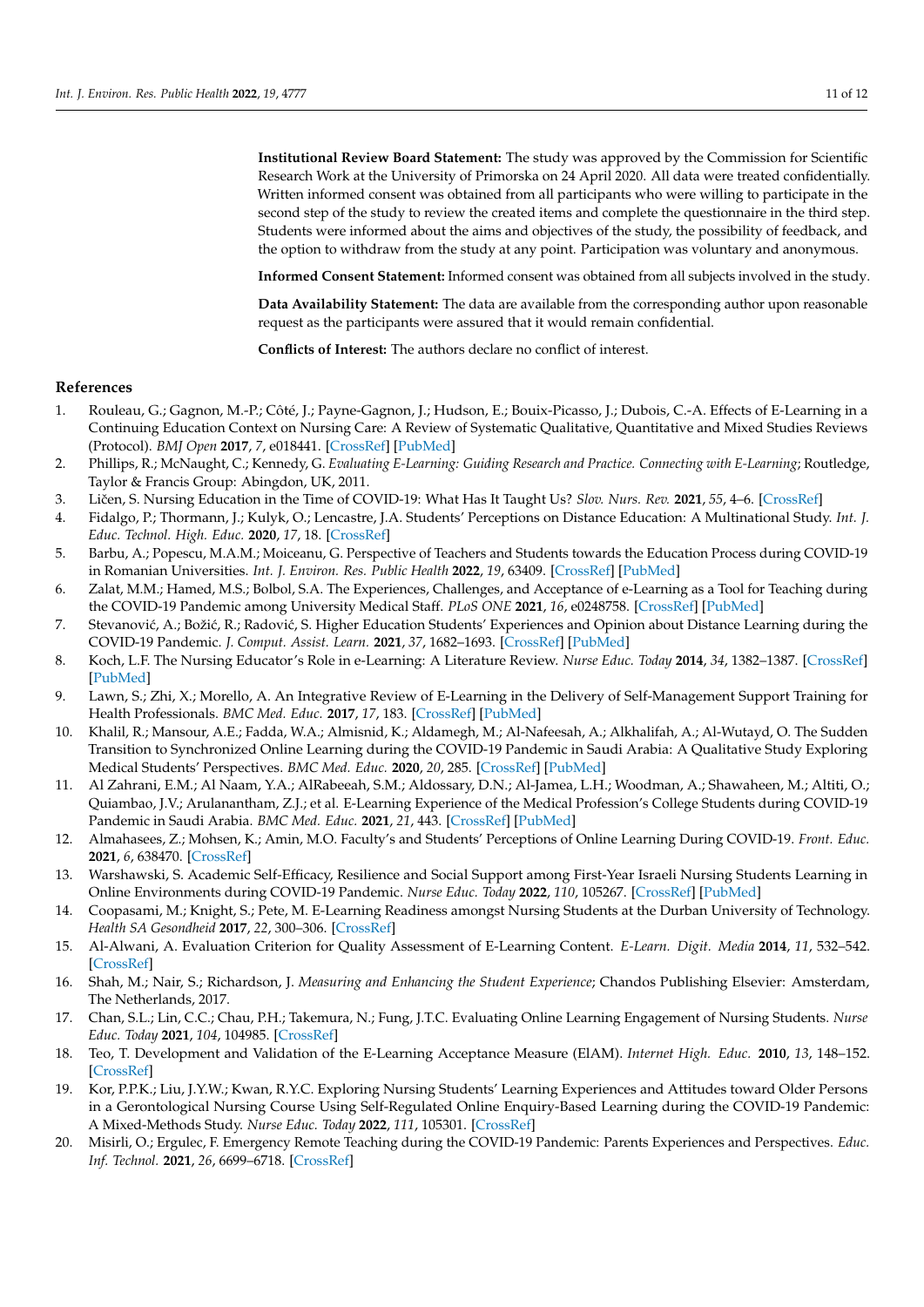**Institutional Review Board Statement:** The study was approved by the Commission for Scientific Research Work at the University of Primorska on 24 April 2020. All data were treated confidentially. Written informed consent was obtained from all participants who were willing to participate in the second step of the study to review the created items and complete the questionnaire in the third step. Students were informed about the aims and objectives of the study, the possibility of feedback, and the option to withdraw from the study at any point. Participation was voluntary and anonymous.

**Informed Consent Statement:** Informed consent was obtained from all subjects involved in the study.

**Data Availability Statement:** The data are available from the corresponding author upon reasonable request as the participants were assured that it would remain confidential.

**Conflicts of Interest:** The authors declare no conflict of interest.

## References

1. Rouleau, G.; Gagnon, M.-P.; Côté, J.; Payne-Gagnon, J.; Hudson, E.; Bouix-Picasso, J.; Dubois, C.-A. Effects of E-Learning in a Continuing Education Context on Nursing Care: A Review of Systematic Qualitative, Quantitative and Mixed Studies Reviews (Protocol). *BMJ Open* **2017**, *7*, e018441. [CrossRef] [PubMed]
2. Phillips, R.; McNaught, C.; Kennedy, G. *Evaluating E-Learning: Guiding Research and Practice. Connecting with E-Learning*; Routledge, Taylor & Francis Group: Abingdon, UK, 2011.
3. Ličen, S. Nursing Education in the Time of COVID-19: What Has It Taught Us? *Slov. Nurs. Rev.* **2021**, *55*, 4–6. [CrossRef]
4. Fidalgo, P.; Thormann, J.; Kulyk, O.; Lencastre, J.A. Students' Perceptions on Distance Education: A Multinational Study. *Int. J. Educ. Technol. High. Educ.* **2020**, *17*, 18. [CrossRef]
5. Barbu, A.; Popescu, M.A.M.; Moiceanu, G. Perspective of Teachers and Students towards the Education Process during COVID-19 in Romanian Universities. *Int. J. Environ. Res. Public Health* **2022**, *19*, 63409. [CrossRef] [PubMed]
6. Zalat, M.M.; Hamed, M.S.; Bolbol, S.A. The Experiences, Challenges, and Acceptance of e-Learning as a Tool for Teaching during the COVID-19 Pandemic among University Medical Staff. *PLoS ONE* **2021**, *16*, e0248758. [CrossRef] [PubMed]
7. Stevanović, A.; Božić, R.; Radović, S. Higher Education Students' Experiences and Opinion about Distance Learning during the COVID-19 Pandemic. *J. Comput. Assist. Learn.* **2021**, *37*, 1682–1693. [CrossRef] [PubMed]
8. Koch, L.F. The Nursing Educator's Role in e-Learning: A Literature Review. *Nurse Educ. Today* **2014**, *34*, 1382–1387. [CrossRef] [PubMed]
9. Lawn, S.; Zhi, X.; Morello, A. An Integrative Review of E-Learning in the Delivery of Self-Management Support Training for Health Professionals. *BMC Med. Educ.* **2017**, *17*, 183. [CrossRef] [PubMed]
10. Khalil, R.; Mansour, A.E.; Fadda, W.A.; Almisnid, K.; Aldamegh, M.; Al-Nafeesah, A.; Alkhalifah, A.; Al-Wutayd, O. The Sudden Transition to Synchronized Online Learning during the COVID-19 Pandemic in Saudi Arabia: A Qualitative Study Exploring Medical Students' Perspectives. *BMC Med. Educ.* **2020**, *20*, 285. [CrossRef] [PubMed]
11. Al Zahrani, E.M.; Al Naam, Y.A.; AlRabeeah, S.M.; Aldossary, D.N.; Al-Jamea, L.H.; Woodman, A.; Shawaheen, M.; Altiti, O.; Quiambao, J.V.; Arulanantham, Z.J.; et al. E-Learning Experience of the Medical Profession's College Students during COVID-19 Pandemic in Saudi Arabia. *BMC Med. Educ.* **2021**, *21*, 443. [CrossRef] [PubMed]
12. Almahasees, Z.; Mohsen, K.; Amin, M.O. Faculty's and Students' Perceptions of Online Learning During COVID-19. *Front. Educ.* **2021**, *6*, 638470. [CrossRef]
13. Warshawski, S. Academic Self-Efficacy, Resilience and Social Support among First-Year Israeli Nursing Students Learning in Online Environments during COVID-19 Pandemic. *Nurse Educ. Today* **2022**, *110*, 105267. [CrossRef] [PubMed]
14. Coopasami, M.; Knight, S.; Pete, M. E-Learning Readiness amongst Nursing Students at the Durban University of Technology. *Health SA Gesondheid* **2017**, *22*, 300–306. [CrossRef]
15. Al-Alwani, A. Evaluation Criterion for Quality Assessment of E-Learning Content. *E-Learn. Digit. Media* **2014**, *11*, 532–542. [CrossRef]
16. Shah, M.; Nair, S.; Richardson, J. *Measuring and Enhancing the Student Experience*; Chandos Publishing Elsevier: Amsterdam, The Netherlands, 2017.
17. Chan, S.L.; Lin, C.C.; Chau, P.H.; Takemura, N.; Fung, J.T.C. Evaluating Online Learning Engagement of Nursing Students. *Nurse Educ. Today* **2021**, *104*, 104985. [CrossRef]
18. Teo, T. Development and Validation of the E-Learning Acceptance Measure (ElAM). *Internet High. Educ.* **2010**, *13*, 148–152. [CrossRef]
19. Kor, P.P.K.; Liu, J.Y.W.; Kwan, R.Y.C. Exploring Nursing Students' Learning Experiences and Attitudes toward Older Persons in a Gerontological Nursing Course Using Self-Regulated Online Enquiry-Based Learning during the COVID-19 Pandemic: A Mixed-Methods Study. *Nurse Educ. Today* **2022**, *111*, 105301. [CrossRef]
20. Misirli, O.; Ergulec, F. Emergency Remote Teaching during the COVID-19 Pandemic: Parents Experiences and Perspectives. *Educ. Inf. Technol.* **2021**, *26*, 6699–6718. [CrossRef]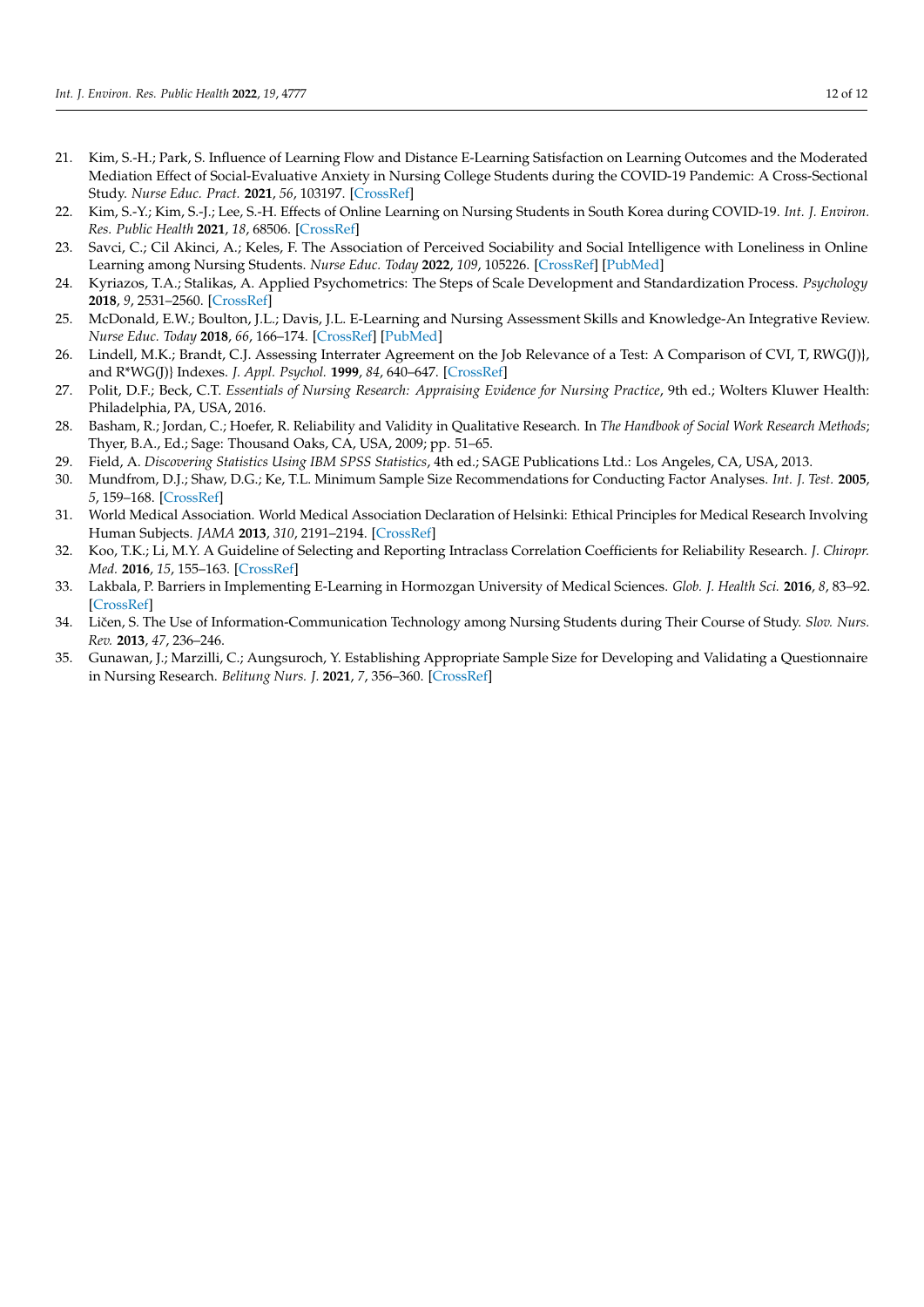21. Kim, S.-H.; Park, S. Influence of Learning Flow and Distance E-Learning Satisfaction on Learning Outcomes and the Moderated Mediation Effect of Social-Evaluative Anxiety in Nursing College Students during the COVID-19 Pandemic: A Cross-Sectional Study. *Nurse Educ. Pract.* **2021**, *56*, 103197. [CrossRef]
22. Kim, S.-Y.; Kim, S.-J.; Lee, S.-H. Effects of Online Learning on Nursing Students in South Korea during COVID-19. *Int. J. Environ. Res. Public Health* **2021**, *18*, 68506. [CrossRef]
23. Savci, C.; Cil Akinci, A.; Keles, F. The Association of Perceived Sociability and Social Intelligence with Loneliness in Online Learning among Nursing Students. *Nurse Educ. Today* **2022**, *109*, 105226. [CrossRef] [PubMed]
24. Kyriazos, T.A.; Stalikas, A. Applied Psychometrics: The Steps of Scale Development and Standardization Process. *Psychology* **2018**, *9*, 2531–2560. [CrossRef]
25. McDonald, E.W.; Boulton, J.L.; Davis, J.L. E-Learning and Nursing Assessment Skills and Knowledge-An Integrative Review. *Nurse Educ. Today* **2018**, *66*, 166–174. [CrossRef] [PubMed]
26. Lindell, M.K.; Brandt, C.J. Assessing Interrater Agreement on the Job Relevance of a Test: A Comparison of CVI, T, RWG(J)}, and R*WG(J)} Indexes. *J. Appl. Psychol.* **1999**, *84*, 640–647. [CrossRef]
27. Polit, D.F.; Beck, C.T. *Essentials of Nursing Research: Appraising Evidence for Nursing Practice*, 9th ed.; Wolters Kluwer Health: Philadelphia, PA, USA, 2016.
28. Basham, R.; Jordan, C.; Hoefer, R. Reliability and Validity in Qualitative Research. In *The Handbook of Social Work Research Methods*; Thyer, B.A., Ed.; Sage: Thousand Oaks, CA, USA, 2009; pp. 51–65.
29. Field, A. *Discovering Statistics Using IBM SPSS Statistics*, 4th ed.; SAGE Publications Ltd.: Los Angeles, CA, USA, 2013.
30. Mundfrom, D.J.; Shaw, D.G.; Ke, T.L. Minimum Sample Size Recommendations for Conducting Factor Analyses. *Int. J. Test.* **2005**, *5*, 159–168. [CrossRef]
31. World Medical Association. World Medical Association Declaration of Helsinki: Ethical Principles for Medical Research Involving Human Subjects. *JAMA* **2013**, *310*, 2191–2194. [CrossRef]
32. Koo, T.K.; Li, M.Y. A Guideline of Selecting and Reporting Intraclass Correlation Coefficients for Reliability Research. *J. Chiropr. Med.* **2016**, *15*, 155–163. [CrossRef]
33. Lakbala, P. Barriers in Implementing E-Learning in Hormozgan University of Medical Sciences. *Glob. J. Health Sci.* **2016**, *8*, 83–92. [CrossRef]
34. Ličen, S. The Use of Information-Communication Technology among Nursing Students during Their Course of Study. *Slov. Nurs. Rev.* **2013**, *47*, 236–246.
35. Gunawan, J.; Marzilli, C.; Aungsuroch, Y. Establishing Appropriate Sample Size for Developing and Validating a Questionnaire in Nursing Research. *Belitung Nurs. J.* **2021**, *7*, 356–360. [CrossRef]